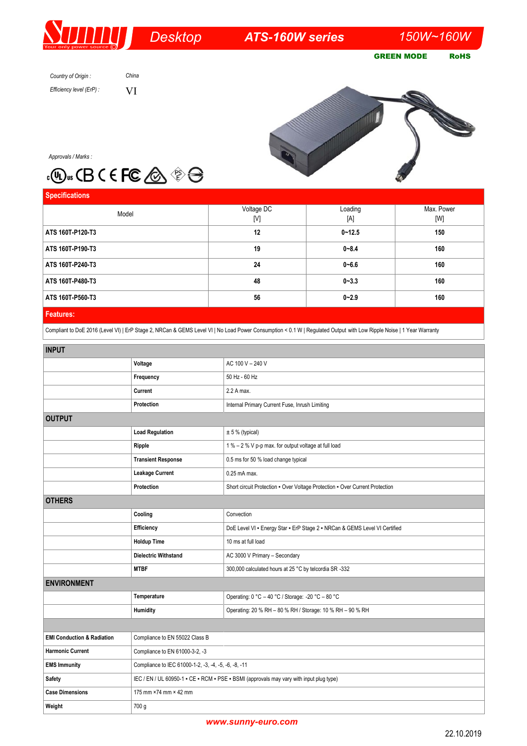# Sunny — Desktop — ATS-160W series — 150W~160W

**GREEN MODE** **RoHS**

*Country of Origin :* China

*Efficiency level (ErP) :* VI

*Approvals / Marks :*

## Specifications

| Model | Voltage DC [V] | Loading [A] | Max. Power [W] |
|---|---|---|---|
| **ATS 160T-P120-T3** | **12** | **0~12.5** | **150** |
| **ATS 160T-P190-T3** | **19** | **0~8.4** | **160** |
| **ATS 160T-P240-T3** | **24** | **0~6.6** | **160** |
| **ATS 160T-P480-T3** | **48** | **0~3.3** | **160** |
| **ATS 160T-P560-T3** | **56** | **0~2.9** | **160** |

## Features:

Compliant to DoE 2016 (Level VI) | ErP Stage 2, NRCan & GEMS Level VI | No Load Power Consumption < 0.1 W | Regulated Output with Low Ripple Noise | 1 Year Warranty

| | | |
|---|---|---|
| **INPUT** | | |
| | **Voltage** | AC 100 V – 240 V |
| | **Frequency** | 50 Hz - 60 Hz |
| | **Current** | 2.2 A max. |
| | **Protection** | Internal Primary Current Fuse, Inrush Limiting |
| **OUTPUT** | | |
| | **Load Regulation** | ± 5 % (typical) |
| | **Ripple** | 1 % – 2 % V p-p max. for output voltage at full load |
| | **Transient Response** | 0.5 ms for 50 % load change typical |
| | **Leakage Current** | 0.25 mA max. |
| | **Protection** | Short circuit Protection • Over Voltage Protection • Over Current Protection |
| **OTHERS** | | |
| | **Cooling** | Convection |
| | **Efficiency** | DoE Level VI • Energy Star • ErP Stage 2 • NRCan & GEMS Level VI Certified |
| | **Holdup Time** | 10 ms at full load |
| | **Dielectric Withstand** | AC 3000 V Primary – Secondary |
| | **MTBF** | 300,000 calculated hours at 25 °C by telcordia SR -332 |
| **ENVIRONMENT** | | |
| | **Temperature** | Operating: 0 °C – 40 °C / Storage: -20 °C – 80 °C |
| | **Humidity** | Operating: 20 % RH – 80 % RH / Storage: 10 % RH – 90 % RH |

| | |
|---|---|
| **EMI Conduction & Radiation** | Compliance to EN 55022 Class B |
| **Harmonic Current** | Compliance to EN 61000-3-2, -3 |
| **EMS Immunity** | Compliance to IEC 61000-1-2, -3, -4, -5, -6, -8, -11 |
| **Safety** | IEC / EN / UL 60950-1 • CE • RCM • PSE • BSMI (approvals may vary with input plug type) |
| **Case Dimensions** | 175 mm ×74 mm × 42 mm |
| **Weight** | 700 g |

www.sunny-euro.com

22.10.2019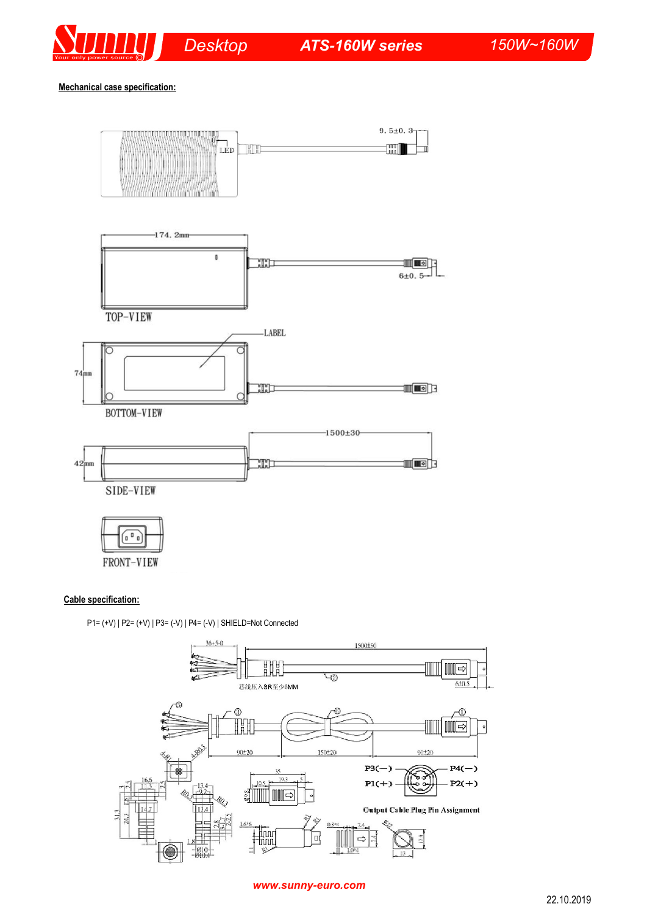**Mechanical case specification:**

9. 5±0. 3

LED

174. 2mm

6±0. 5

TOP-VIEW

LABEL

74mm

BOTTOM-VIEW

1500±30

42mm

SIDE-VIEW

FRONT-VIEW

**Cable specification:**

P1= (+V) | P2= (+V) | P3= (-V) | P4= (-V) | SHIELD=Not Connected

36±5-0

1500±50

芯线压入SR至少8MM

6±0.5

90±20

150±20

90±20

P3(−)

P4(−)

P1(+)

P2(+)

Output Cable Plug Pin Assignment

www.sunny-euro.com

22.10.2019